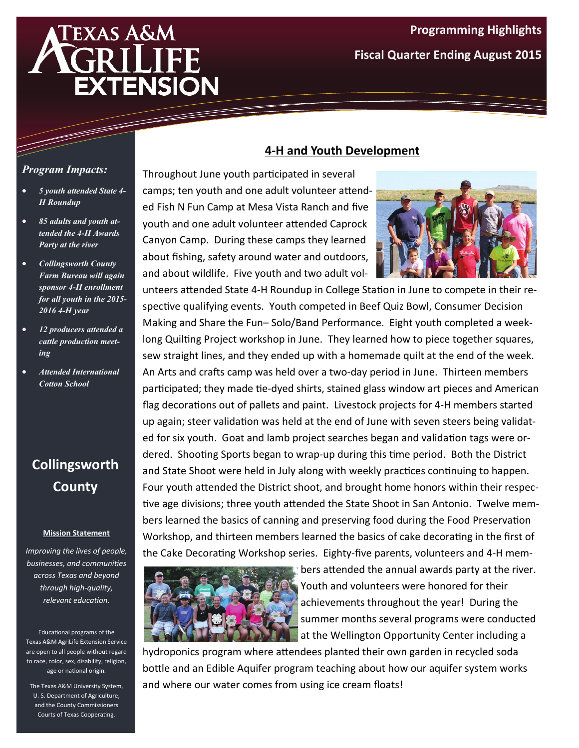# Texas A&M AgriLife Extension

**Programming Highlights**

**Fiscal Quarter Ending August 2015**

***Program Impacts:***

- *5 youth attended State 4-H Roundup*
- *85 adults and youth attended the 4-H Awards Party at the river*
- *Collingsworth County Farm Bureau will again sponsor 4-H enrollment for all youth in the 2015-2016 4-H year*
- *12 producers attended a cattle production meeting*
- *Attended International Cotton School*

## Collingsworth County

**Mission Statement**

*Improving the lives of people, businesses, and communities across Texas and beyond through high-quality, relevant education.*

Educational programs of the Texas A&M AgriLife Extension Service are open to all people without regard to race, color, sex, disability, religion, age or national origin.

The Texas A&M University System, U. S. Department of Agriculture, and the County Commissioners Courts of Texas Cooperating.

## 4-H and Youth Development

Throughout June youth participated in several camps; ten youth and one adult volunteer attended Fish N Fun Camp at Mesa Vista Ranch and five youth and one adult volunteer attended Caprock Canyon Camp. During these camps they learned about fishing, safety around water and outdoors, and about wildlife. Five youth and two adult volunteers attended State 4-H Roundup in College Station in June to compete in their respective qualifying events. Youth competed in Beef Quiz Bowl, Consumer Decision Making and Share the Fun– Solo/Band Performance. Eight youth completed a week-long Quilting Project workshop in June. They learned how to piece together squares, sew straight lines, and they ended up with a homemade quilt at the end of the week. An Arts and crafts camp was held over a two-day period in June. Thirteen members participated; they made tie-dyed shirts, stained glass window art pieces and American flag decorations out of pallets and paint. Livestock projects for 4-H members started up again; steer validation was held at the end of June with seven steers being validated for six youth. Goat and lamb project searches began and validation tags were ordered. Shooting Sports began to wrap-up during this time period. Both the District and State Shoot were held in July along with weekly practices continuing to happen. Four youth attended the District shoot, and brought home honors within their respective age divisions; three youth attended the State Shoot in San Antonio. Twelve members learned the basics of canning and preserving food during the Food Preservation Workshop, and thirteen members learned the basics of cake decorating in the first of the Cake Decorating Workshop series. Eighty-five parents, volunteers and 4-H members attended the annual awards party at the river. Youth and volunteers were honored for their achievements throughout the year! During the summer months several programs were conducted at the Wellington Opportunity Center including a hydroponics program where attendees planted their own garden in recycled soda bottle and an Edible Aquifer program teaching about how our aquifer system works and where our water comes from using ice cream floats!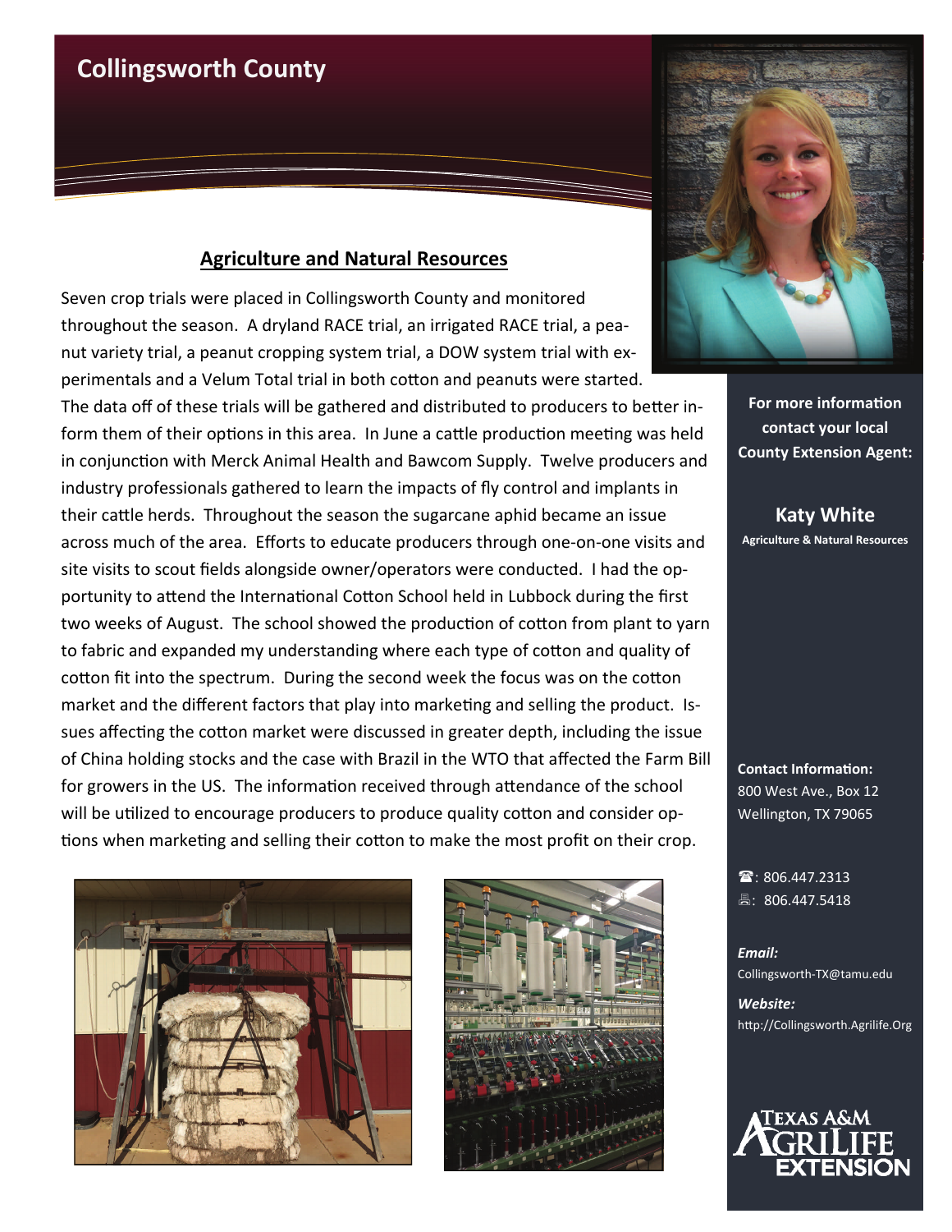# Collingsworth County

## Agriculture and Natural Resources

Seven crop trials were placed in Collingsworth County and monitored throughout the season. A dryland RACE trial, an irrigated RACE trial, a peanut variety trial, a peanut cropping system trial, a DOW system trial with experimentals and a Velum Total trial in both cotton and peanuts were started. The data off of these trials will be gathered and distributed to producers to better inform them of their options in this area. In June a cattle production meeting was held in conjunction with Merck Animal Health and Bawcom Supply. Twelve producers and industry professionals gathered to learn the impacts of fly control and implants in their cattle herds. Throughout the season the sugarcane aphid became an issue across much of the area. Efforts to educate producers through one-on-one visits and site visits to scout fields alongside owner/operators were conducted. I had the opportunity to attend the International Cotton School held in Lubbock during the first two weeks of August. The school showed the production of cotton from plant to yarn to fabric and expanded my understanding where each type of cotton and quality of cotton fit into the spectrum. During the second week the focus was on the cotton market and the different factors that play into marketing and selling the product. Issues affecting the cotton market were discussed in greater depth, including the issue of China holding stocks and the case with Brazil in the WTO that affected the Farm Bill for growers in the US. The information received through attendance of the school will be utilized to encourage producers to produce quality cotton and consider options when marketing and selling their cotton to make the most profit on their crop.

**For more information contact your local County Extension Agent:**

**Katy White**
**Agriculture & Natural Resources**

**Contact Information:**
800 West Ave., Box 12
Wellington, TX 79065

☎: 806.447.2313
Fax: 806.447.5418

***Email:***
Collingsworth-TX@tamu.edu

***Website:***
http://Collingsworth.Agrilife.Org

TEXAS A&M AGRILIFE EXTENSION